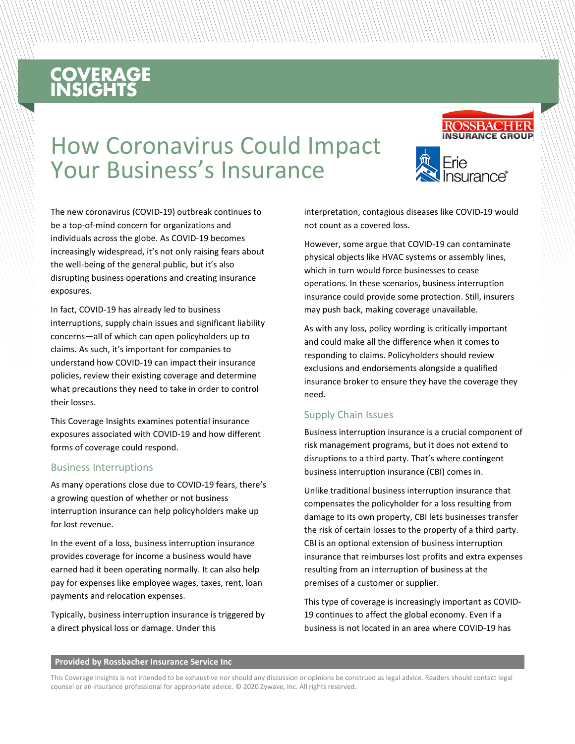# COVERAGE INSIGHTS

# How Coronavirus Could Impact Your Business's Insurance

The new coronavirus (COVID-19) outbreak continues to be a top-of-mind concern for organizations and individuals across the globe. As COVID-19 becomes increasingly widespread, it's not only raising fears about the well-being of the general public, but it's also disrupting business operations and creating insurance exposures.

In fact, COVID-19 has already led to business interruptions, supply chain issues and significant liability concerns—all of which can open policyholders up to claims. As such, it's important for companies to understand how COVID-19 can impact their insurance policies, review their existing coverage and determine what precautions they need to take in order to control their losses.

This Coverage Insights examines potential insurance exposures associated with COVID-19 and how different forms of coverage could respond.

## Business Interruptions

As many operations close due to COVID-19 fears, there's a growing question of whether or not business interruption insurance can help policyholders make up for lost revenue.

In the event of a loss, business interruption insurance provides coverage for income a business would have earned had it been operating normally. It can also help pay for expenses like employee wages, taxes, rent, loan payments and relocation expenses.

Typically, business interruption insurance is triggered by a direct physical loss or damage. Under this interpretation, contagious diseases like COVID-19 would not count as a covered loss.

However, some argue that COVID-19 can contaminate physical objects like HVAC systems or assembly lines, which in turn would force businesses to cease operations. In these scenarios, business interruption insurance could provide some protection. Still, insurers may push back, making coverage unavailable.

As with any loss, policy wording is critically important and could make all the difference when it comes to responding to claims. Policyholders should review exclusions and endorsements alongside a qualified insurance broker to ensure they have the coverage they need.

## Supply Chain Issues

Business interruption insurance is a crucial component of risk management programs, but it does not extend to disruptions to a third party. That's where contingent business interruption insurance (CBI) comes in.

Unlike traditional business interruption insurance that compensates the policyholder for a loss resulting from damage to its own property, CBI lets businesses transfer the risk of certain losses to the property of a third party. CBI is an optional extension of business interruption insurance that reimburses lost profits and extra expenses resulting from an interruption of business at the premises of a customer or supplier.

This type of coverage is increasingly important as COVID-19 continues to affect the global economy. Even if a business is not located in an area where COVID-19 has

**Provided by Rossbacher Insurance Service Inc**

This Coverage Insights is not intended to be exhaustive nor should any discussion or opinions be construed as legal advice. Readers should contact legal counsel or an insurance professional for appropriate advice. © 2020 Zywave, Inc. All rights reserved.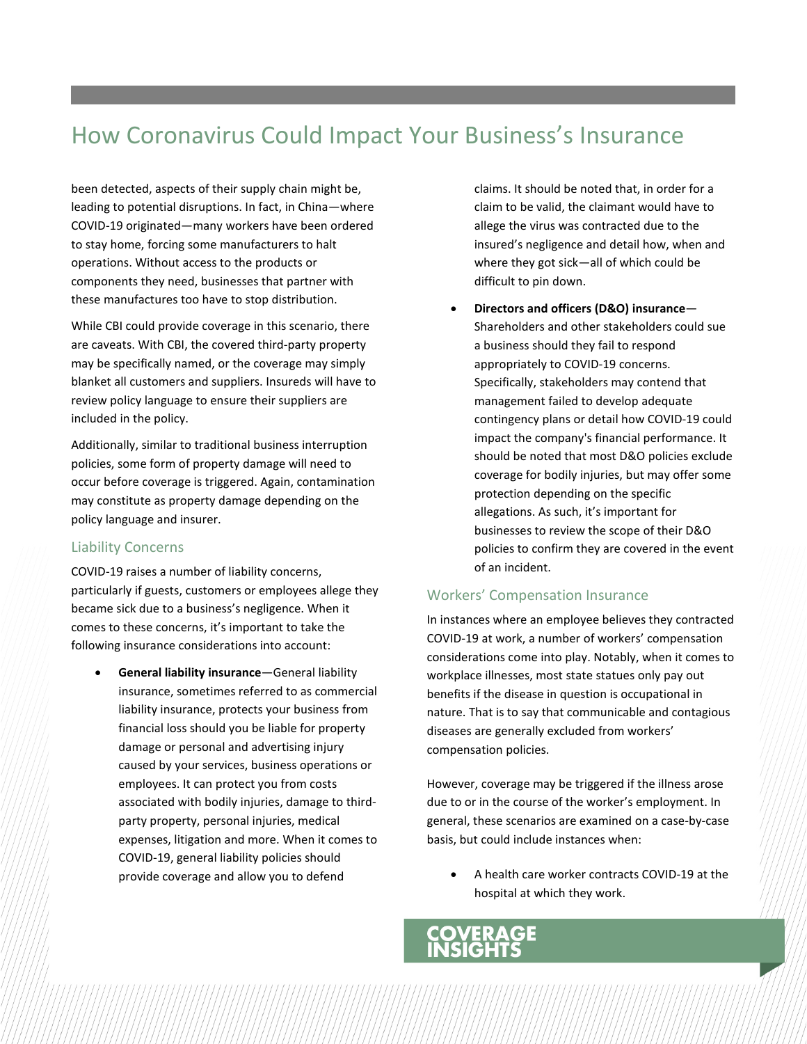been detected, aspects of their supply chain might be, leading to potential disruptions. In fact, in China—where COVID-19 originated—many workers have been ordered to stay home, forcing some manufacturers to halt operations. Without access to the products or components they need, businesses that partner with these manufactures too have to stop distribution.

While CBI could provide coverage in this scenario, there are caveats. With CBI, the covered third-party property may be specifically named, or the coverage may simply blanket all customers and suppliers. Insureds will have to review policy language to ensure their suppliers are included in the policy.

Additionally, similar to traditional business interruption policies, some form of property damage will need to occur before coverage is triggered. Again, contamination may constitute as property damage depending on the policy language and insurer.

## Liability Concerns

COVID-19 raises a number of liability concerns, particularly if guests, customers or employees allege they became sick due to a business's negligence. When it comes to these concerns, it's important to take the following insurance considerations into account:

- **General liability insurance**—General liability insurance, sometimes referred to as commercial liability insurance, protects your business from financial loss should you be liable for property damage or personal and advertising injury caused by your services, business operations or employees. It can protect you from costs associated with bodily injuries, damage to third-party property, personal injuries, medical expenses, litigation and more. When it comes to COVID-19, general liability policies should provide coverage and allow you to defend claims. It should be noted that, in order for a claim to be valid, the claimant would have to allege the virus was contracted due to the insured's negligence and detail how, when and where they got sick—all of which could be difficult to pin down.
- **Directors and officers (D&O) insurance**—Shareholders and other stakeholders could sue a business should they fail to respond appropriately to COVID-19 concerns. Specifically, stakeholders may contend that management failed to develop adequate contingency plans or detail how COVID-19 could impact the company's financial performance. It should be noted that most D&O policies exclude coverage for bodily injuries, but may offer some protection depending on the specific allegations. As such, it's important for businesses to review the scope of their D&O policies to confirm they are covered in the event of an incident.

## Workers' Compensation Insurance

In instances where an employee believes they contracted COVID-19 at work, a number of workers' compensation considerations come into play. Notably, when it comes to workplace illnesses, most state statues only pay out benefits if the disease in question is occupational in nature. That is to say that communicable and contagious diseases are generally excluded from workers' compensation policies.

However, coverage may be triggered if the illness arose due to or in the course of the worker's employment. In general, these scenarios are examined on a case-by-case basis, but could include instances when:

- A health care worker contracts COVID-19 at the hospital at which they work.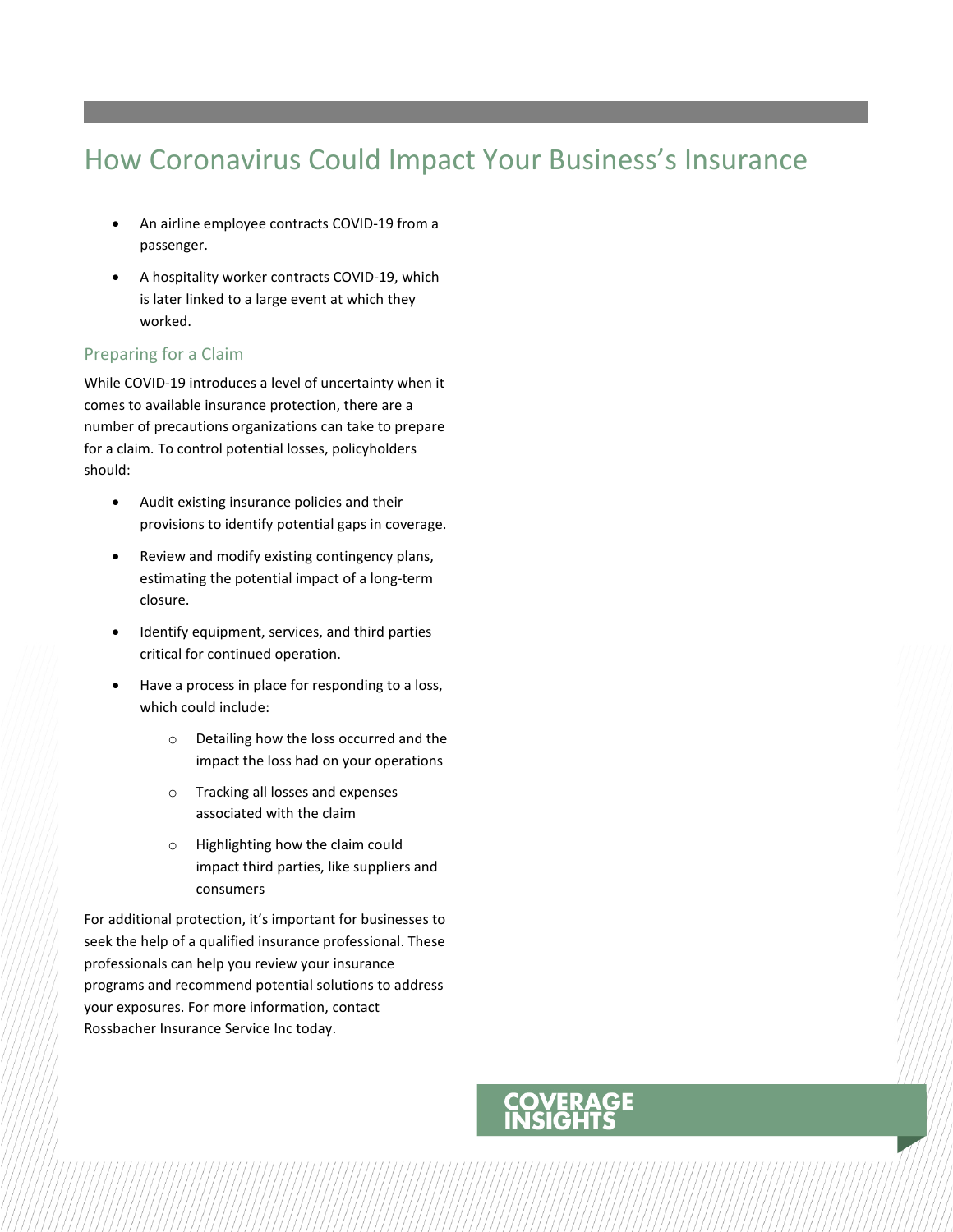- An airline employee contracts COVID-19 from a passenger.
- A hospitality worker contracts COVID-19, which is later linked to a large event at which they worked.

## Preparing for a Claim

While COVID-19 introduces a level of uncertainty when it comes to available insurance protection, there are a number of precautions organizations can take to prepare for a claim. To control potential losses, policyholders should:

- Audit existing insurance policies and their provisions to identify potential gaps in coverage.
- Review and modify existing contingency plans, estimating the potential impact of a long-term closure.
- Identify equipment, services, and third parties critical for continued operation.
- Have a process in place for responding to a loss, which could include:
    - Detailing how the loss occurred and the impact the loss had on your operations
    - Tracking all losses and expenses associated with the claim
    - Highlighting how the claim could impact third parties, like suppliers and consumers

For additional protection, it's important for businesses to seek the help of a qualified insurance professional. These professionals can help you review your insurance programs and recommend potential solutions to address your exposures. For more information, contact Rossbacher Insurance Service Inc today.